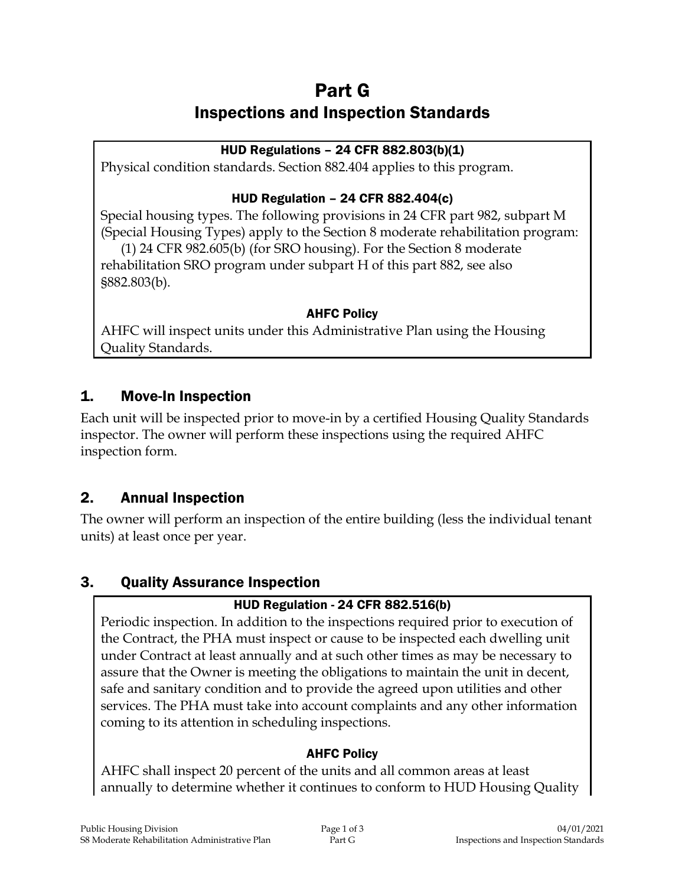# Part G
## Inspections and Inspection Standards

**HUD Regulations – 24 CFR 882.803(b)(1)**

Physical condition standards. Section 882.404 applies to this program.

**HUD Regulation – 24 CFR 882.404(c)**

Special housing types. The following provisions in 24 CFR part 982, subpart M (Special Housing Types) apply to the Section 8 moderate rehabilitation program:

(1) 24 CFR 982.605(b) (for SRO housing). For the Section 8 moderate rehabilitation SRO program under subpart H of this part 882, see also §882.803(b).

**AHFC Policy**

AHFC will inspect units under this Administrative Plan using the Housing Quality Standards.

## 1. Move-In Inspection

Each unit will be inspected prior to move-in by a certified Housing Quality Standards inspector. The owner will perform these inspections using the required AHFC inspection form.

## 2. Annual Inspection

The owner will perform an inspection of the entire building (less the individual tenant units) at least once per year.

## 3. Quality Assurance Inspection

**HUD Regulation - 24 CFR 882.516(b)**

Periodic inspection. In addition to the inspections required prior to execution of the Contract, the PHA must inspect or cause to be inspected each dwelling unit under Contract at least annually and at such other times as may be necessary to assure that the Owner is meeting the obligations to maintain the unit in decent, safe and sanitary condition and to provide the agreed upon utilities and other services. The PHA must take into account complaints and any other information coming to its attention in scheduling inspections.

**AHFC Policy**

AHFC shall inspect 20 percent of the units and all common areas at least annually to determine whether it continues to conform to HUD Housing Quality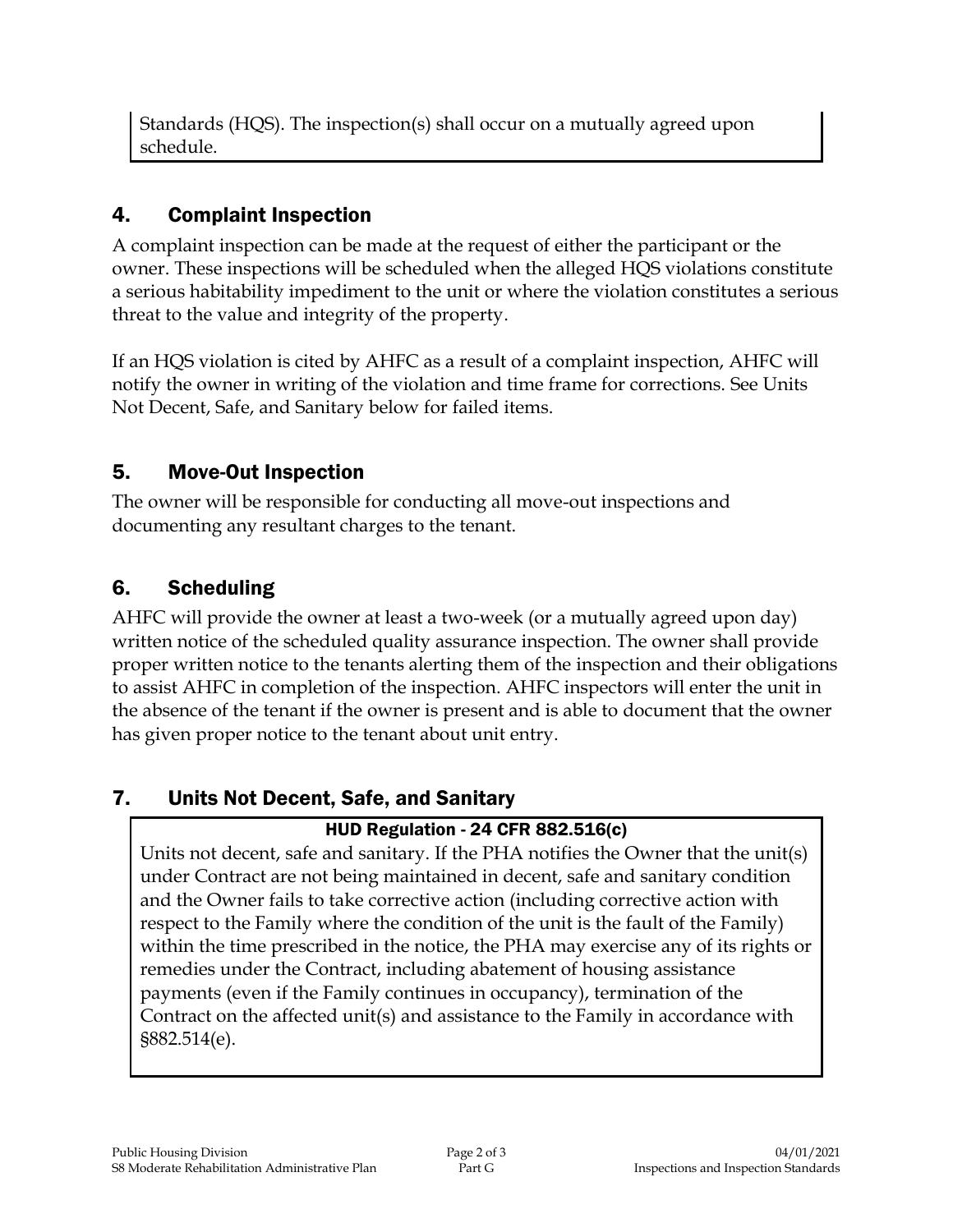Standards (HQS). The inspection(s) shall occur on a mutually agreed upon schedule.

## 4. Complaint Inspection

A complaint inspection can be made at the request of either the participant or the owner. These inspections will be scheduled when the alleged HQS violations constitute a serious habitability impediment to the unit or where the violation constitutes a serious threat to the value and integrity of the property.

If an HQS violation is cited by AHFC as a result of a complaint inspection, AHFC will notify the owner in writing of the violation and time frame for corrections. See Units Not Decent, Safe, and Sanitary below for failed items.

## 5. Move-Out Inspection

The owner will be responsible for conducting all move-out inspections and documenting any resultant charges to the tenant.

## 6. Scheduling

AHFC will provide the owner at least a two-week (or a mutually agreed upon day) written notice of the scheduled quality assurance inspection. The owner shall provide proper written notice to the tenants alerting them of the inspection and their obligations to assist AHFC in completion of the inspection. AHFC inspectors will enter the unit in the absence of the tenant if the owner is present and is able to document that the owner has given proper notice to the tenant about unit entry.

## 7. Units Not Decent, Safe, and Sanitary

**HUD Regulation - 24 CFR 882.516(c)**

Units not decent, safe and sanitary. If the PHA notifies the Owner that the unit(s) under Contract are not being maintained in decent, safe and sanitary condition and the Owner fails to take corrective action (including corrective action with respect to the Family where the condition of the unit is the fault of the Family) within the time prescribed in the notice, the PHA may exercise any of its rights or remedies under the Contract, including abatement of housing assistance payments (even if the Family continues in occupancy), termination of the Contract on the affected unit(s) and assistance to the Family in accordance with §882.514(e).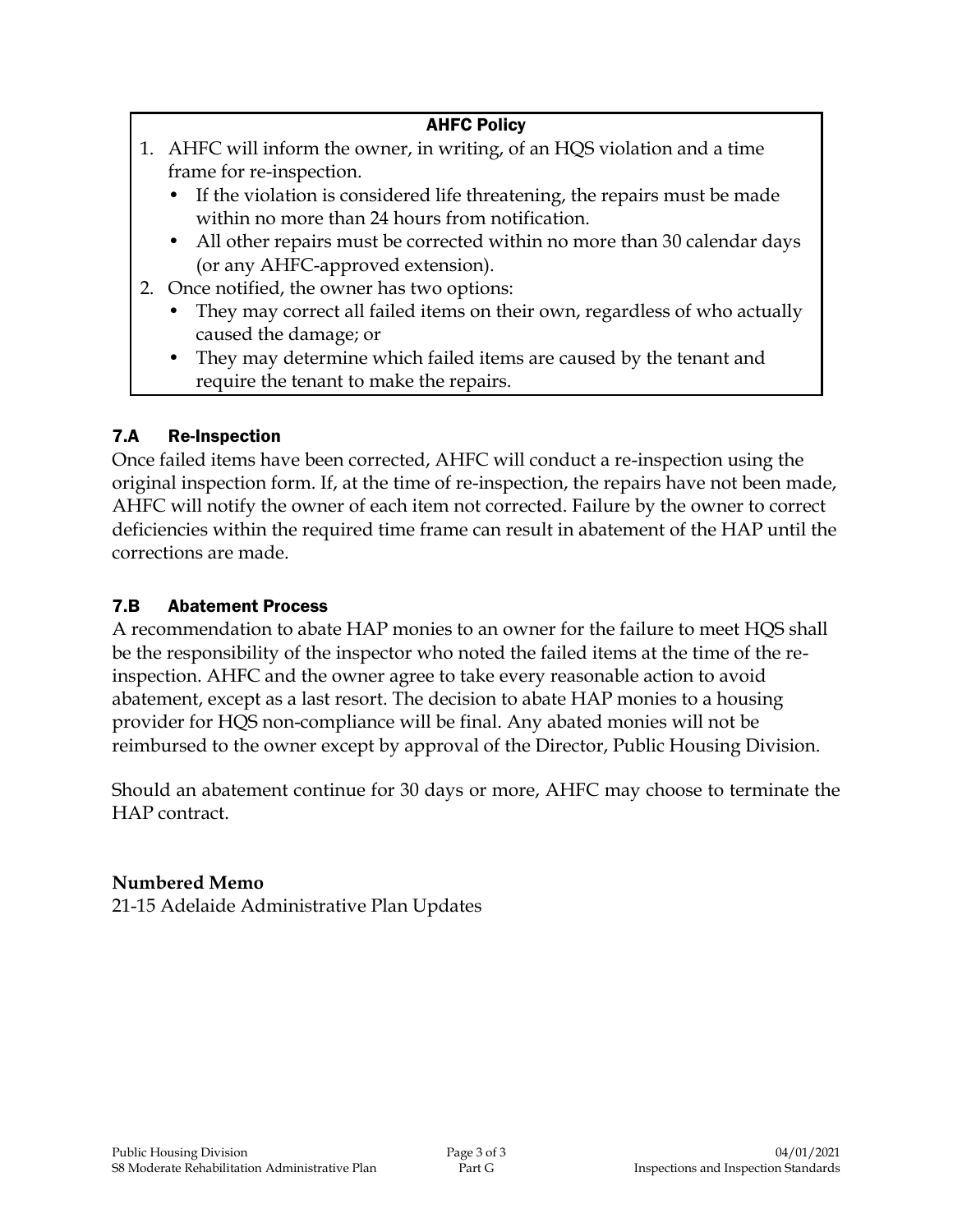**AHFC Policy**

1. AHFC will inform the owner, in writing, of an HQS violation and a time frame for re-inspection.
   - If the violation is considered life threatening, the repairs must be made within no more than 24 hours from notification.
   - All other repairs must be corrected within no more than 30 calendar days (or any AHFC-approved extension).
2. Once notified, the owner has two options:
   - They may correct all failed items on their own, regardless of who actually caused the damage; or
   - They may determine which failed items are caused by the tenant and require the tenant to make the repairs.

### 7.A Re-Inspection

Once failed items have been corrected, AHFC will conduct a re-inspection using the original inspection form. If, at the time of re-inspection, the repairs have not been made, AHFC will notify the owner of each item not corrected. Failure by the owner to correct deficiencies within the required time frame can result in abatement of the HAP until the corrections are made.

### 7.B Abatement Process

A recommendation to abate HAP monies to an owner for the failure to meet HQS shall be the responsibility of the inspector who noted the failed items at the time of the re-inspection. AHFC and the owner agree to take every reasonable action to avoid abatement, except as a last resort. The decision to abate HAP monies to a housing provider for HQS non-compliance will be final. Any abated monies will not be reimbursed to the owner except by approval of the Director, Public Housing Division.

Should an abatement continue for 30 days or more, AHFC may choose to terminate the HAP contract.

**Numbered Memo**

21-15 Adelaide Administrative Plan Updates